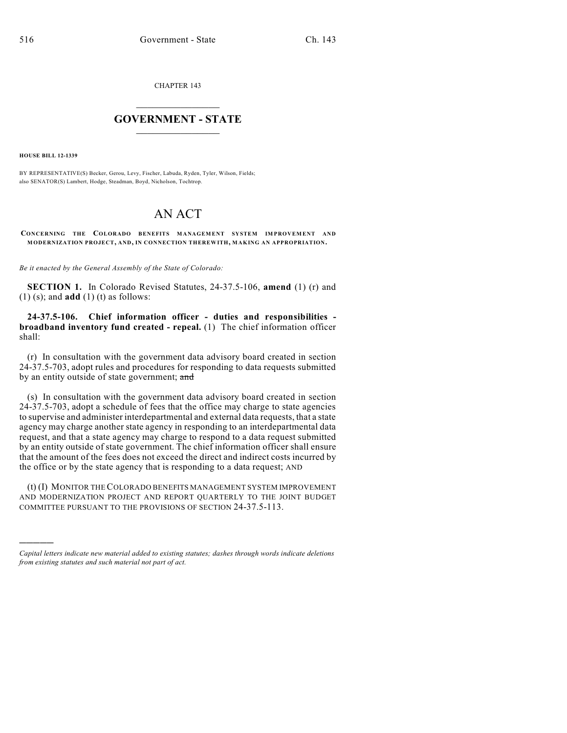CHAPTER 143

## GOVERNMENT - STATE

**HOUSE BILL 12-1339**

BY REPRESENTATIVE(S) Becker, Gerou, Levy, Fischer, Labuda, Ryden, Tyler, Wilson, Fields; also SENATOR(S) Lambert, Hodge, Steadman, Boyd, Nicholson, Tochtrop.

# AN ACT

**CONCERNING THE COLORADO BENEFITS MANAGEMENT SYSTEM IMPROVEMENT AND MODERNIZATION PROJECT, AND, IN CONNECTION THEREWITH, MAKING AN APPROPRIATION.**

*Be it enacted by the General Assembly of the State of Colorado:*

**SECTION 1.** In Colorado Revised Statutes, 24-37.5-106, **amend** (1) (r) and (1) (s); and **add** (1) (t) as follows:

**24-37.5-106. Chief information officer - duties and responsibilities - broadband inventory fund created - repeal.** (1) The chief information officer shall:

(r) In consultation with the government data advisory board created in section 24-37.5-703, adopt rules and procedures for responding to data requests submitted by an entity outside of state government; ~~and~~

(s) In consultation with the government data advisory board created in section 24-37.5-703, adopt a schedule of fees that the office may charge to state agencies to supervise and administer interdepartmental and external data requests, that a state agency may charge another state agency in responding to an interdepartmental data request, and that a state agency may charge to respond to a data request submitted by an entity outside of state government. The chief information officer shall ensure that the amount of the fees does not exceed the direct and indirect costs incurred by the office or by the state agency that is responding to a data request; AND

(t) (I) MONITOR THE COLORADO BENEFITS MANAGEMENT SYSTEM IMPROVEMENT AND MODERNIZATION PROJECT AND REPORT QUARTERLY TO THE JOINT BUDGET COMMITTEE PURSUANT TO THE PROVISIONS OF SECTION 24-37.5-113.

---

*Capital letters indicate new material added to existing statutes; dashes through words indicate deletions from existing statutes and such material not part of act.*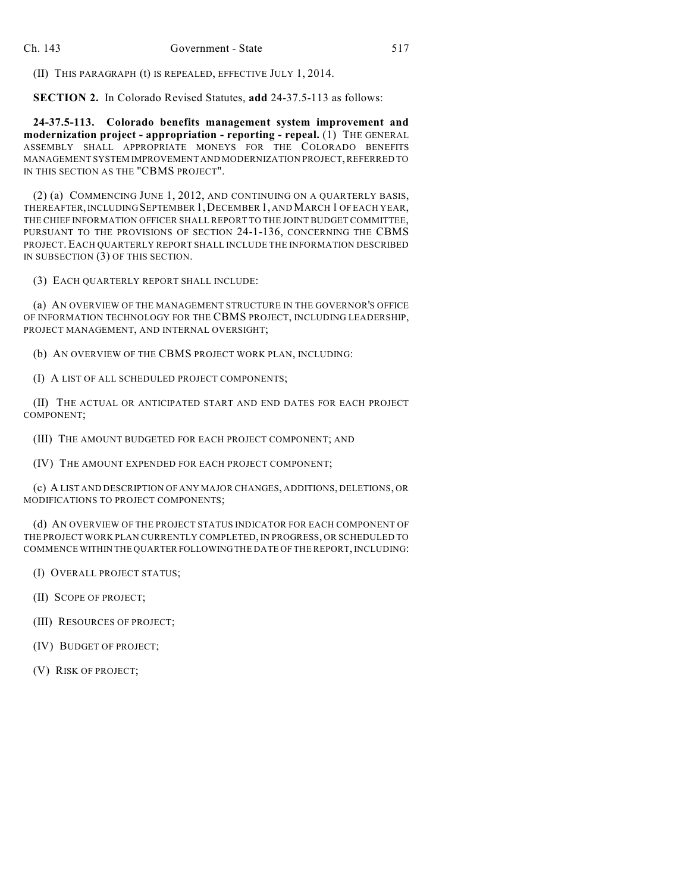(II) THIS PARAGRAPH (t) IS REPEALED, EFFECTIVE JULY 1, 2014.

**SECTION 2.** In Colorado Revised Statutes, **add** 24-37.5-113 as follows:

**24-37.5-113. Colorado benefits management system improvement and modernization project - appropriation - reporting - repeal.** (1) THE GENERAL ASSEMBLY SHALL APPROPRIATE MONEYS FOR THE COLORADO BENEFITS MANAGEMENT SYSTEM IMPROVEMENT AND MODERNIZATION PROJECT, REFERRED TO IN THIS SECTION AS THE "CBMS PROJECT".

(2) (a) COMMENCING JUNE 1, 2012, AND CONTINUING ON A QUARTERLY BASIS, THEREAFTER, INCLUDING SEPTEMBER 1, DECEMBER 1, AND MARCH 1 OF EACH YEAR, THE CHIEF INFORMATION OFFICER SHALL REPORT TO THE JOINT BUDGET COMMITTEE, PURSUANT TO THE PROVISIONS OF SECTION 24-1-136, CONCERNING THE CBMS PROJECT. EACH QUARTERLY REPORT SHALL INCLUDE THE INFORMATION DESCRIBED IN SUBSECTION (3) OF THIS SECTION.

(3) EACH QUARTERLY REPORT SHALL INCLUDE:

(a) AN OVERVIEW OF THE MANAGEMENT STRUCTURE IN THE GOVERNOR'S OFFICE OF INFORMATION TECHNOLOGY FOR THE CBMS PROJECT, INCLUDING LEADERSHIP, PROJECT MANAGEMENT, AND INTERNAL OVERSIGHT;

(b) AN OVERVIEW OF THE CBMS PROJECT WORK PLAN, INCLUDING:

(I) A LIST OF ALL SCHEDULED PROJECT COMPONENTS;

(II) THE ACTUAL OR ANTICIPATED START AND END DATES FOR EACH PROJECT COMPONENT;

(III) THE AMOUNT BUDGETED FOR EACH PROJECT COMPONENT; AND

(IV) THE AMOUNT EXPENDED FOR EACH PROJECT COMPONENT;

(c) A LIST AND DESCRIPTION OF ANY MAJOR CHANGES, ADDITIONS, DELETIONS, OR MODIFICATIONS TO PROJECT COMPONENTS;

(d) AN OVERVIEW OF THE PROJECT STATUS INDICATOR FOR EACH COMPONENT OF THE PROJECT WORK PLAN CURRENTLY COMPLETED, IN PROGRESS, OR SCHEDULED TO COMMENCE WITHIN THE QUARTER FOLLOWING THE DATE OF THE REPORT, INCLUDING:

(I) OVERALL PROJECT STATUS;

(II) SCOPE OF PROJECT;

(III) RESOURCES OF PROJECT;

(IV) BUDGET OF PROJECT;

(V) RISK OF PROJECT;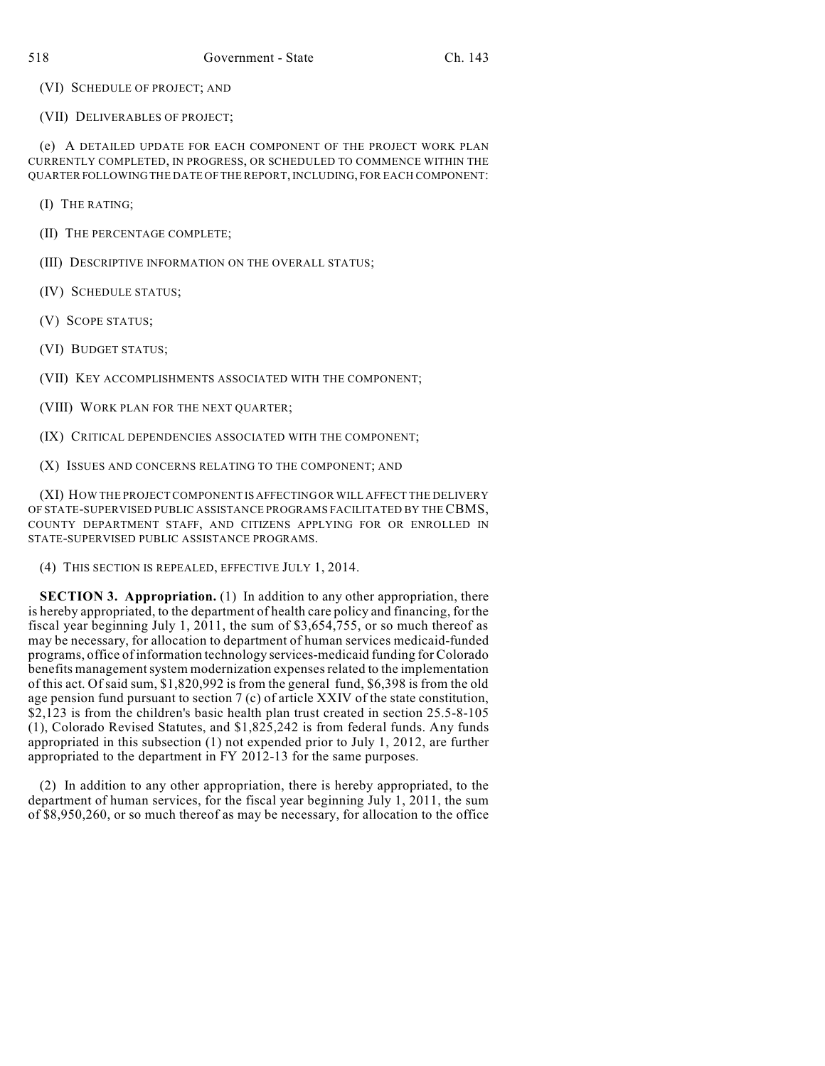(VI) SCHEDULE OF PROJECT; AND

(VII) DELIVERABLES OF PROJECT;

(e) A DETAILED UPDATE FOR EACH COMPONENT OF THE PROJECT WORK PLAN CURRENTLY COMPLETED, IN PROGRESS, OR SCHEDULED TO COMMENCE WITHIN THE QUARTER FOLLOWING THE DATE OF THE REPORT, INCLUDING, FOR EACH COMPONENT:

(I) THE RATING;

(II) THE PERCENTAGE COMPLETE;

(III) DESCRIPTIVE INFORMATION ON THE OVERALL STATUS;

(IV) SCHEDULE STATUS;

(V) SCOPE STATUS;

(VI) BUDGET STATUS;

(VII) KEY ACCOMPLISHMENTS ASSOCIATED WITH THE COMPONENT;

(VIII) WORK PLAN FOR THE NEXT QUARTER;

(IX) CRITICAL DEPENDENCIES ASSOCIATED WITH THE COMPONENT;

(X) ISSUES AND CONCERNS RELATING TO THE COMPONENT; AND

(XI) HOW THE PROJECT COMPONENT IS AFFECTING OR WILL AFFECT THE DELIVERY OF STATE-SUPERVISED PUBLIC ASSISTANCE PROGRAMS FACILITATED BY THE CBMS, COUNTY DEPARTMENT STAFF, AND CITIZENS APPLYING FOR OR ENROLLED IN STATE-SUPERVISED PUBLIC ASSISTANCE PROGRAMS.

(4) THIS SECTION IS REPEALED, EFFECTIVE JULY 1, 2014.

**SECTION 3. Appropriation.** (1) In addition to any other appropriation, there is hereby appropriated, to the department of health care policy and financing, for the fiscal year beginning July 1, 2011, the sum of $3,654,755, or so much thereof as may be necessary, for allocation to department of human services medicaid-funded programs, office of information technology services-medicaid funding for Colorado benefits management system modernization expenses related to the implementation of this act. Of said sum, $1,820,992 is from the general fund, $6,398 is from the old age pension fund pursuant to section 7 (c) of article XXIV of the state constitution, $2,123 is from the children's basic health plan trust created in section 25.5-8-105 (1), Colorado Revised Statutes, and $1,825,242 is from federal funds. Any funds appropriated in this subsection (1) not expended prior to July 1, 2012, are further appropriated to the department in FY 2012-13 for the same purposes.

(2) In addition to any other appropriation, there is hereby appropriated, to the department of human services, for the fiscal year beginning July 1, 2011, the sum of $8,950,260, or so much thereof as may be necessary, for allocation to the office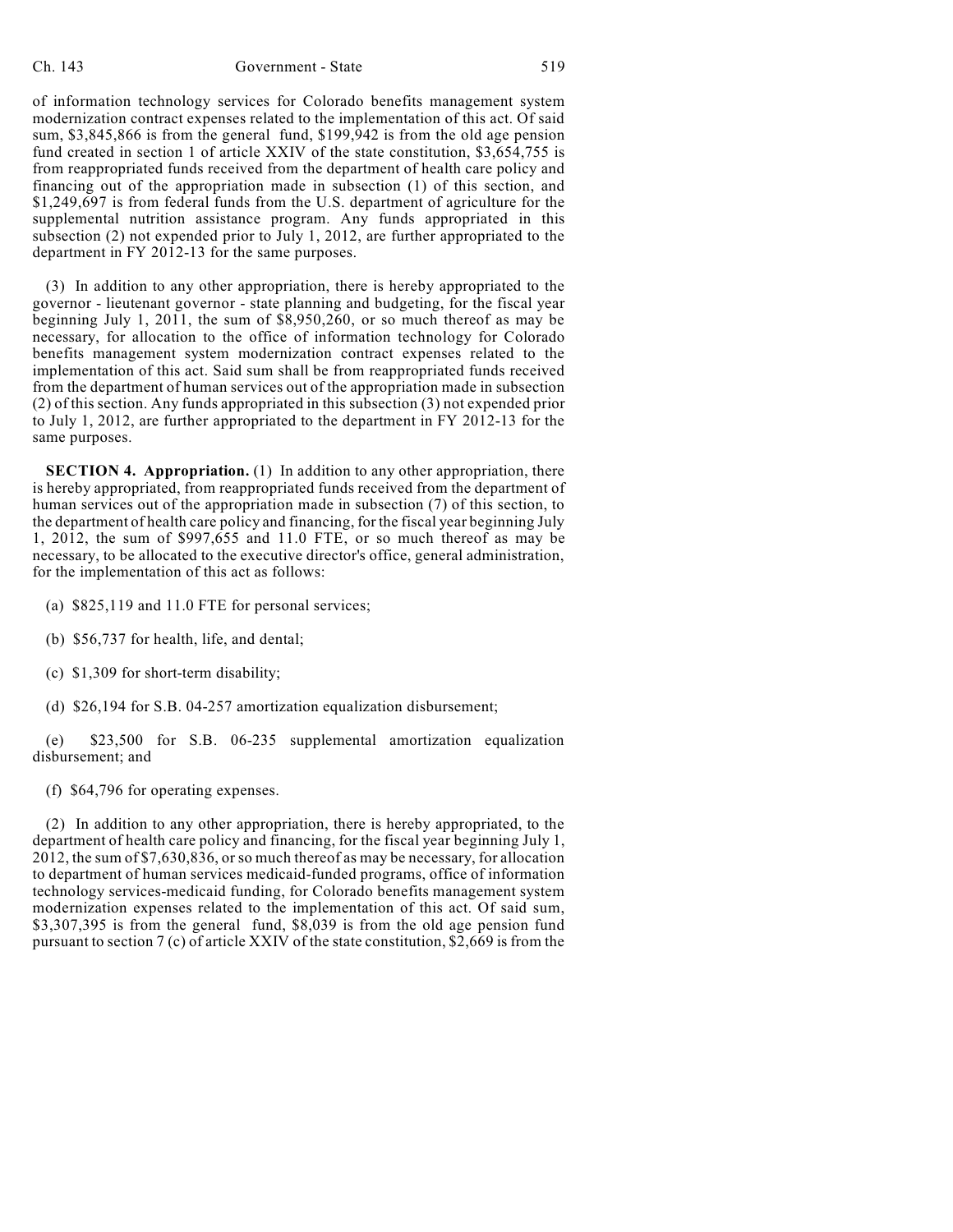of information technology services for Colorado benefits management system modernization contract expenses related to the implementation of this act. Of said sum, $3,845,866 is from the general fund, $199,942 is from the old age pension fund created in section 1 of article XXIV of the state constitution, $3,654,755 is from reappropriated funds received from the department of health care policy and financing out of the appropriation made in subsection (1) of this section, and $1,249,697 is from federal funds from the U.S. department of agriculture for the supplemental nutrition assistance program. Any funds appropriated in this subsection (2) not expended prior to July 1, 2012, are further appropriated to the department in FY 2012-13 for the same purposes.

(3) In addition to any other appropriation, there is hereby appropriated to the governor - lieutenant governor - state planning and budgeting, for the fiscal year beginning July 1, 2011, the sum of $8,950,260, or so much thereof as may be necessary, for allocation to the office of information technology for Colorado benefits management system modernization contract expenses related to the implementation of this act. Said sum shall be from reappropriated funds received from the department of human services out of the appropriation made in subsection (2) of this section. Any funds appropriated in this subsection (3) not expended prior to July 1, 2012, are further appropriated to the department in FY 2012-13 for the same purposes.

**SECTION 4. Appropriation.** (1) In addition to any other appropriation, there is hereby appropriated, from reappropriated funds received from the department of human services out of the appropriation made in subsection (7) of this section, to the department of health care policy and financing, for the fiscal year beginning July 1, 2012, the sum of $997,655 and 11.0 FTE, or so much thereof as may be necessary, to be allocated to the executive director's office, general administration, for the implementation of this act as follows:

(a) $825,119 and 11.0 FTE for personal services;

(b) $56,737 for health, life, and dental;

(c) $1,309 for short-term disability;

(d) $26,194 for S.B. 04-257 amortization equalization disbursement;

(e) $23,500 for S.B. 06-235 supplemental amortization equalization disbursement; and

(f) $64,796 for operating expenses.

(2) In addition to any other appropriation, there is hereby appropriated, to the department of health care policy and financing, for the fiscal year beginning July 1, 2012, the sum of $7,630,836, or so much thereof as may be necessary, for allocation to department of human services medicaid-funded programs, office of information technology services-medicaid funding, for Colorado benefits management system modernization expenses related to the implementation of this act. Of said sum, $3,307,395 is from the general fund, $8,039 is from the old age pension fund pursuant to section 7 (c) of article XXIV of the state constitution, $2,669 is from the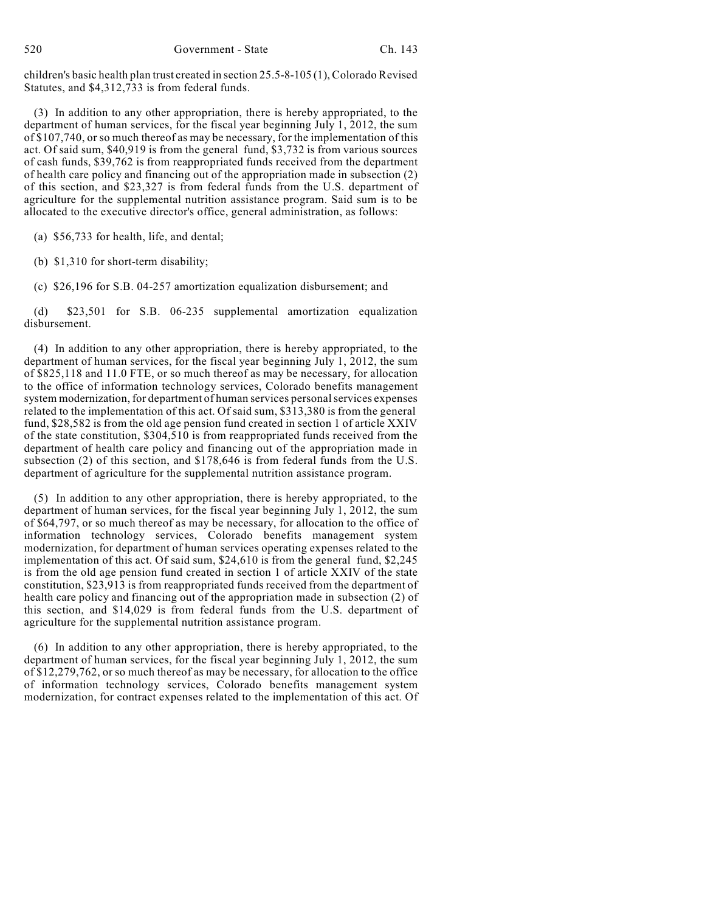children's basic health plan trust created in section 25.5-8-105 (1), Colorado Revised Statutes, and $4,312,733 is from federal funds.

(3) In addition to any other appropriation, there is hereby appropriated, to the department of human services, for the fiscal year beginning July 1, 2012, the sum of $107,740, or so much thereof as may be necessary, for the implementation of this act. Of said sum, $40,919 is from the general fund, $3,732 is from various sources of cash funds, $39,762 is from reappropriated funds received from the department of health care policy and financing out of the appropriation made in subsection (2) of this section, and $23,327 is from federal funds from the U.S. department of agriculture for the supplemental nutrition assistance program. Said sum is to be allocated to the executive director's office, general administration, as follows:

(a) $56,733 for health, life, and dental;

(b) $1,310 for short-term disability;

(c) $26,196 for S.B. 04-257 amortization equalization disbursement; and

(d) $23,501 for S.B. 06-235 supplemental amortization equalization disbursement.

(4) In addition to any other appropriation, there is hereby appropriated, to the department of human services, for the fiscal year beginning July 1, 2012, the sum of $825,118 and 11.0 FTE, or so much thereof as may be necessary, for allocation to the office of information technology services, Colorado benefits management system modernization, for department of human services personal services expenses related to the implementation of this act. Of said sum, $313,380 is from the general fund, $28,582 is from the old age pension fund created in section 1 of article XXIV of the state constitution, $304,510 is from reappropriated funds received from the department of health care policy and financing out of the appropriation made in subsection (2) of this section, and $178,646 is from federal funds from the U.S. department of agriculture for the supplemental nutrition assistance program.

(5) In addition to any other appropriation, there is hereby appropriated, to the department of human services, for the fiscal year beginning July 1, 2012, the sum of $64,797, or so much thereof as may be necessary, for allocation to the office of information technology services, Colorado benefits management system modernization, for department of human services operating expenses related to the implementation of this act. Of said sum, $24,610 is from the general fund, $2,245 is from the old age pension fund created in section 1 of article XXIV of the state constitution, $23,913 is from reappropriated funds received from the department of health care policy and financing out of the appropriation made in subsection (2) of this section, and $14,029 is from federal funds from the U.S. department of agriculture for the supplemental nutrition assistance program.

(6) In addition to any other appropriation, there is hereby appropriated, to the department of human services, for the fiscal year beginning July 1, 2012, the sum of $12,279,762, or so much thereof as may be necessary, for allocation to the office of information technology services, Colorado benefits management system modernization, for contract expenses related to the implementation of this act. Of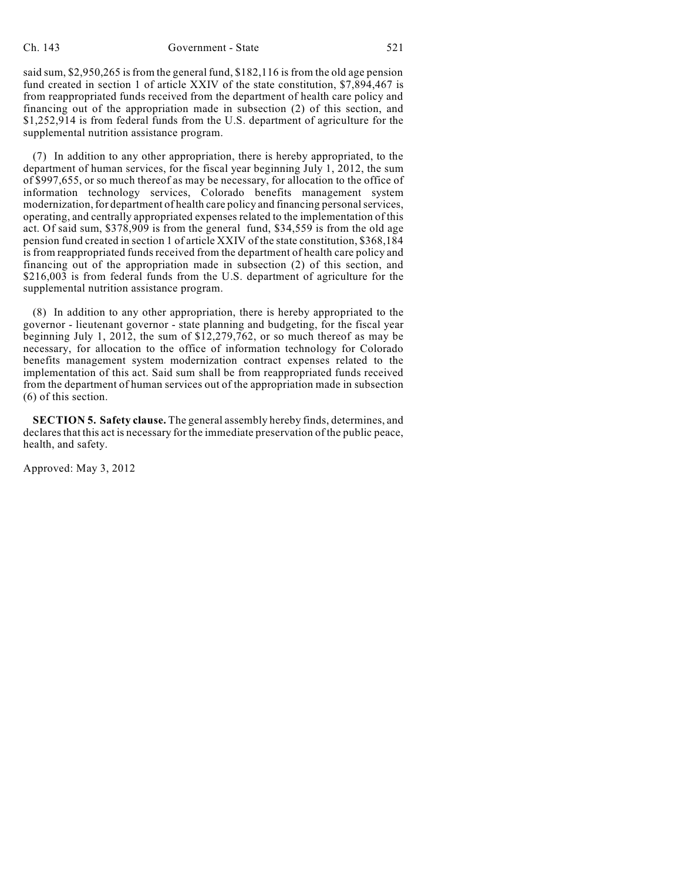said sum, $2,950,265 is from the general fund, $182,116 is from the old age pension fund created in section 1 of article XXIV of the state constitution, $7,894,467 is from reappropriated funds received from the department of health care policy and financing out of the appropriation made in subsection (2) of this section, and $1,252,914 is from federal funds from the U.S. department of agriculture for the supplemental nutrition assistance program.

(7) In addition to any other appropriation, there is hereby appropriated, to the department of human services, for the fiscal year beginning July 1, 2012, the sum of $997,655, or so much thereof as may be necessary, for allocation to the office of information technology services, Colorado benefits management system modernization, for department of health care policy and financing personal services, operating, and centrally appropriated expenses related to the implementation of this act. Of said sum, $378,909 is from the general fund, $34,559 is from the old age pension fund created in section 1 of article XXIV of the state constitution, $368,184 is from reappropriated funds received from the department of health care policy and financing out of the appropriation made in subsection (2) of this section, and $216,003 is from federal funds from the U.S. department of agriculture for the supplemental nutrition assistance program.

(8) In addition to any other appropriation, there is hereby appropriated to the governor - lieutenant governor - state planning and budgeting, for the fiscal year beginning July 1, 2012, the sum of $12,279,762, or so much thereof as may be necessary, for allocation to the office of information technology for Colorado benefits management system modernization contract expenses related to the implementation of this act. Said sum shall be from reappropriated funds received from the department of human services out of the appropriation made in subsection (6) of this section.

**SECTION 5. Safety clause.** The general assembly hereby finds, determines, and declares that this act is necessary for the immediate preservation of the public peace, health, and safety.

Approved: May 3, 2012